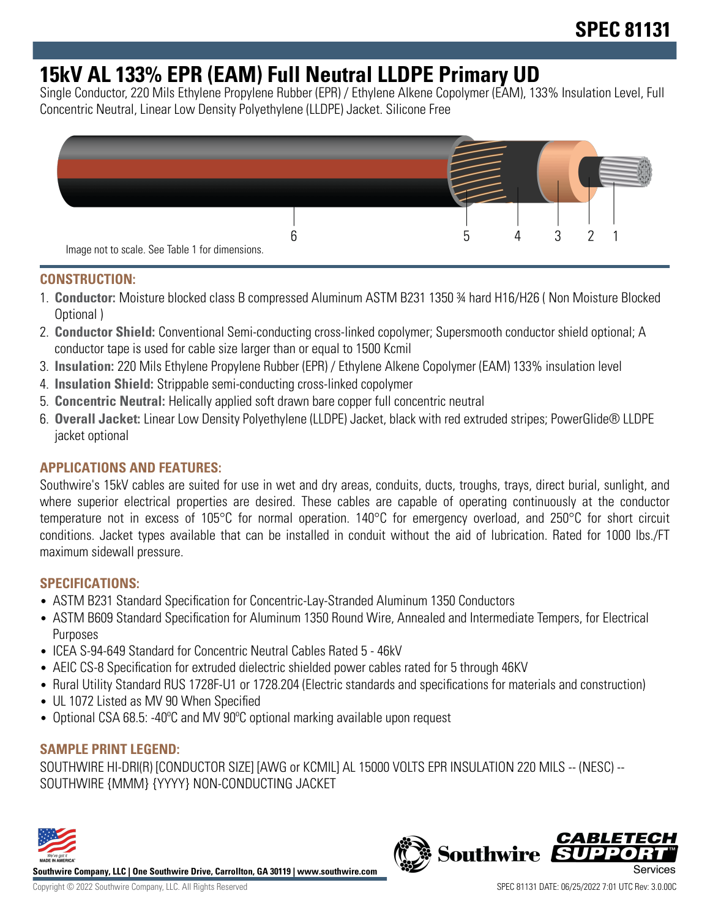# SPEC 81131

# 15kV AL 133% EPR (EAM) Full Neutral LLDPE Primary UD

Single Conductor, 220 Mils Ethylene Propylene Rubber (EPR) / Ethylene Alkene Copolymer (EAM), 133% Insulation Level, Full Concentric Neutral, Linear Low Density Polyethylene (LLDPE) Jacket. Silicone Free

6 5 4 3 2 1

Image not to scale. See Table 1 for dimensions.

## CONSTRUCTION:

1. **Conductor:** Moisture blocked class B compressed Aluminum ASTM B231 1350 ¾ hard H16/H26 ( Non Moisture Blocked Optional )
2. **Conductor Shield:** Conventional Semi-conducting cross-linked copolymer; Supersmooth conductor shield optional; A conductor tape is used for cable size larger than or equal to 1500 Kcmil
3. **Insulation:** 220 Mils Ethylene Propylene Rubber (EPR) / Ethylene Alkene Copolymer (EAM) 133% insulation level
4. **Insulation Shield:** Strippable semi-conducting cross-linked copolymer
5. **Concentric Neutral:** Helically applied soft drawn bare copper full concentric neutral
6. **Overall Jacket:** Linear Low Density Polyethylene (LLDPE) Jacket, black with red extruded stripes; PowerGlide® LLDPE jacket optional

## APPLICATIONS AND FEATURES:

Southwire's 15kV cables are suited for use in wet and dry areas, conduits, ducts, troughs, trays, direct burial, sunlight, and where superior electrical properties are desired. These cables are capable of operating continuously at the conductor temperature not in excess of 105°C for normal operation. 140°C for emergency overload, and 250°C for short circuit conditions. Jacket types available that can be installed in conduit without the aid of lubrication. Rated for 1000 lbs./FT maximum sidewall pressure.

## SPECIFICATIONS:

- ASTM B231 Standard Specification for Concentric-Lay-Stranded Aluminum 1350 Conductors
- ASTM B609 Standard Specification for Aluminum 1350 Round Wire, Annealed and Intermediate Tempers, for Electrical Purposes
- ICEA S-94-649 Standard for Concentric Neutral Cables Rated 5 - 46kV
- AEIC CS-8 Specification for extruded dielectric shielded power cables rated for 5 through 46KV
- Rural Utility Standard RUS 1728F-U1 or 1728.204 (Electric standards and specifications for materials and construction)
- UL 1072 Listed as MV 90 When Specified
- Optional CSA 68.5: -40ºC and MV 90ºC optional marking available upon request

## SAMPLE PRINT LEGEND:

SOUTHWIRE HI-DRI(R) [CONDUCTOR SIZE] [AWG or KCMIL] AL 15000 VOLTS EPR INSULATION 220 MILS -- (NESC) -- SOUTHWIRE {MMM} {YYYY} NON-CONDUCTING JACKET

**Southwire Company, LLC | One Southwire Drive, Carrollton, GA 30119 | www.southwire.com**

Copyright © 2022 Southwire Company, LLC. All Rights Reserved

SPEC 81131 DATE: 06/25/2022 7:01 UTC Rev: 3.0.00C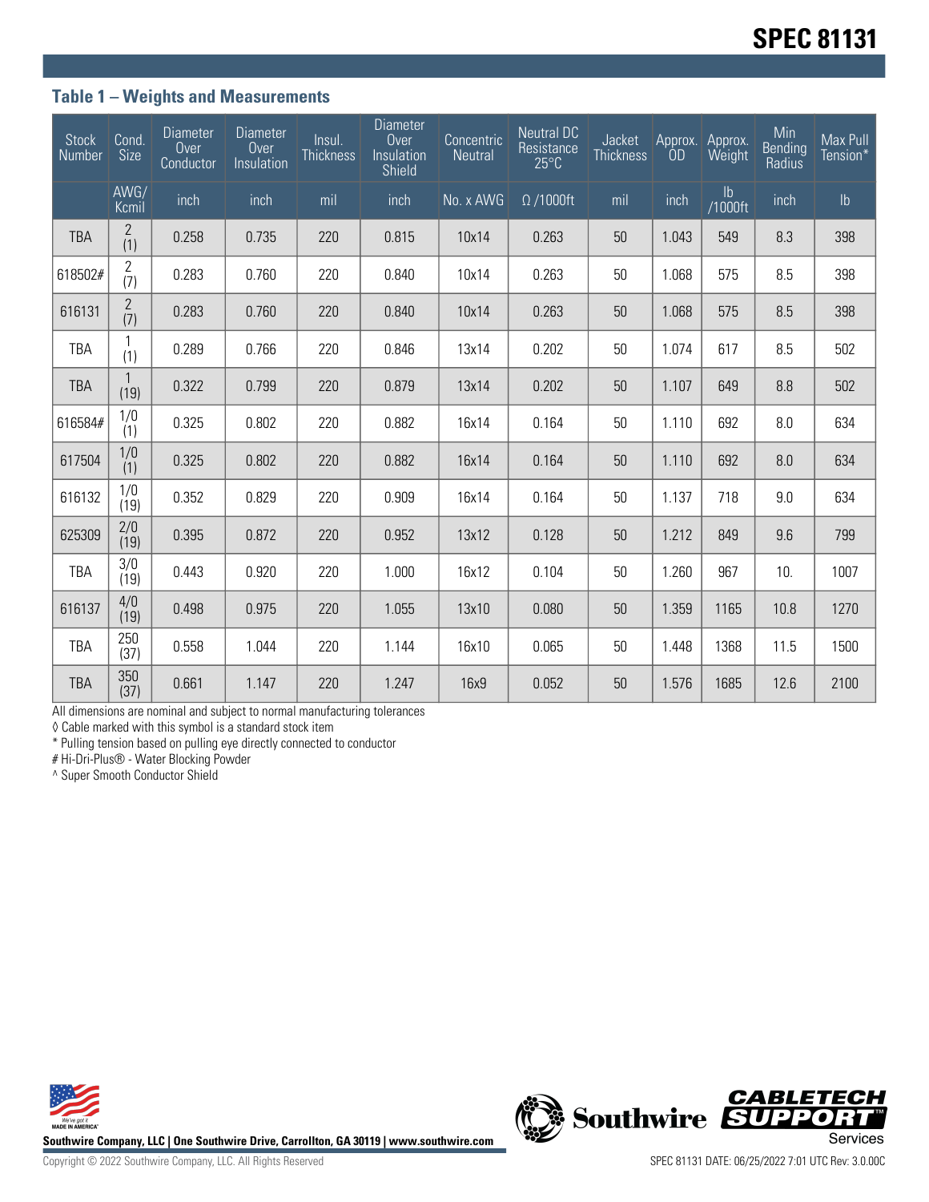## Table 1 – Weights and Measurements

| Stock Number | Cond. Size | Diameter Over Conductor | Diameter Over Insulation | Insul. Thickness | Diameter Over Insulation Shield | Concentric Neutral | Neutral DC Resistance 25°C | Jacket Thickness | Approx. OD | Approx. Weight | Min Bending Radius | Max Pull Tension* |
|---|---|---|---|---|---|---|---|---|---|---|---|---|
| | AWG/ Kcmil | inch | inch | mil | inch | No. x AWG | Ω /1000ft | mil | inch | lb /1000ft | inch | lb |
| TBA | 2 (1) | 0.258 | 0.735 | 220 | 0.815 | 10x14 | 0.263 | 50 | 1.043 | 549 | 8.3 | 398 |
| 618502# | 2 (7) | 0.283 | 0.760 | 220 | 0.840 | 10x14 | 0.263 | 50 | 1.068 | 575 | 8.5 | 398 |
| 616131 | 2 (7) | 0.283 | 0.760 | 220 | 0.840 | 10x14 | 0.263 | 50 | 1.068 | 575 | 8.5 | 398 |
| TBA | 1 (1) | 0.289 | 0.766 | 220 | 0.846 | 13x14 | 0.202 | 50 | 1.074 | 617 | 8.5 | 502 |
| TBA | 1 (19) | 0.322 | 0.799 | 220 | 0.879 | 13x14 | 0.202 | 50 | 1.107 | 649 | 8.8 | 502 |
| 616584# | 1/0 (1) | 0.325 | 0.802 | 220 | 0.882 | 16x14 | 0.164 | 50 | 1.110 | 692 | 8.0 | 634 |
| 617504 | 1/0 (1) | 0.325 | 0.802 | 220 | 0.882 | 16x14 | 0.164 | 50 | 1.110 | 692 | 8.0 | 634 |
| 616132 | 1/0 (19) | 0.352 | 0.829 | 220 | 0.909 | 16x14 | 0.164 | 50 | 1.137 | 718 | 9.0 | 634 |
| 625309 | 2/0 (19) | 0.395 | 0.872 | 220 | 0.952 | 13x12 | 0.128 | 50 | 1.212 | 849 | 9.6 | 799 |
| TBA | 3/0 (19) | 0.443 | 0.920 | 220 | 1.000 | 16x12 | 0.104 | 50 | 1.260 | 967 | 10. | 1007 |
| 616137 | 4/0 (19) | 0.498 | 0.975 | 220 | 1.055 | 13x10 | 0.080 | 50 | 1.359 | 1165 | 10.8 | 1270 |
| TBA | 250 (37) | 0.558 | 1.044 | 220 | 1.144 | 16x10 | 0.065 | 50 | 1.448 | 1368 | 11.5 | 1500 |
| TBA | 350 (37) | 0.661 | 1.147 | 220 | 1.247 | 16x9 | 0.052 | 50 | 1.576 | 1685 | 12.6 | 2100 |

All dimensions are nominal and subject to normal manufacturing tolerances

◊ Cable marked with this symbol is a standard stock item

* Pulling tension based on pulling eye directly connected to conductor

# Hi-Dri-Plus® - Water Blocking Powder

^ Super Smooth Conductor Shield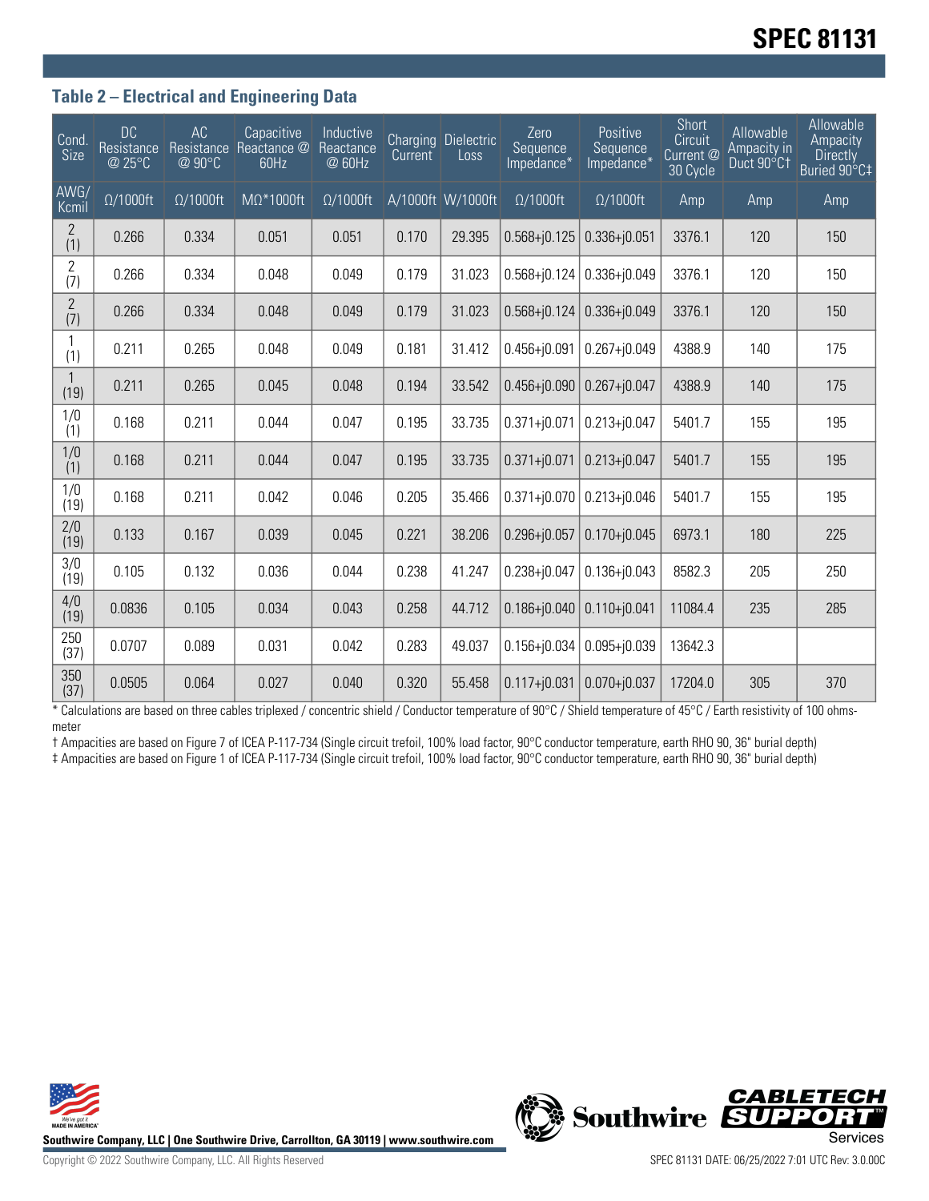## Table 2 – Electrical and Engineering Data

| Cond. Size | DC Resistance @ 25°C | AC Resistance @ 90°C | Capacitive Reactance @ 60Hz | Inductive Reactance @ 60Hz | Charging Current | Dielectric Loss | Zero Sequence Impedance* | Positive Sequence Impedance* | Short Circuit Current @ 30 Cycle | Allowable Ampacity in Duct 90°C† | Allowable Ampacity Directly Buried 90°C‡ |
|---|---|---|---|---|---|---|---|---|---|---|---|
| AWG/ Kcmil | Ω/1000ft | Ω/1000ft | MΩ*1000ft | Ω/1000ft | A/1000ft | W/1000ft | Ω/1000ft | Ω/1000ft | Amp | Amp | Amp |
| 2 (1) | 0.266 | 0.334 | 0.051 | 0.051 | 0.170 | 29.395 | 0.568+j0.125 | 0.336+j0.051 | 3376.1 | 120 | 150 |
| 2 (7) | 0.266 | 0.334 | 0.048 | 0.049 | 0.179 | 31.023 | 0.568+j0.124 | 0.336+j0.049 | 3376.1 | 120 | 150 |
| 2 (7) | 0.266 | 0.334 | 0.048 | 0.049 | 0.179 | 31.023 | 0.568+j0.124 | 0.336+j0.049 | 3376.1 | 120 | 150 |
| 1 (1) | 0.211 | 0.265 | 0.048 | 0.049 | 0.181 | 31.412 | 0.456+j0.091 | 0.267+j0.049 | 4388.9 | 140 | 175 |
| 1 (19) | 0.211 | 0.265 | 0.045 | 0.048 | 0.194 | 33.542 | 0.456+j0.090 | 0.267+j0.047 | 4388.9 | 140 | 175 |
| 1/0 (1) | 0.168 | 0.211 | 0.044 | 0.047 | 0.195 | 33.735 | 0.371+j0.071 | 0.213+j0.047 | 5401.7 | 155 | 195 |
| 1/0 (1) | 0.168 | 0.211 | 0.044 | 0.047 | 0.195 | 33.735 | 0.371+j0.071 | 0.213+j0.047 | 5401.7 | 155 | 195 |
| 1/0 (19) | 0.168 | 0.211 | 0.042 | 0.046 | 0.205 | 35.466 | 0.371+j0.070 | 0.213+j0.046 | 5401.7 | 155 | 195 |
| 2/0 (19) | 0.133 | 0.167 | 0.039 | 0.045 | 0.221 | 38.206 | 0.296+j0.057 | 0.170+j0.045 | 6973.1 | 180 | 225 |
| 3/0 (19) | 0.105 | 0.132 | 0.036 | 0.044 | 0.238 | 41.247 | 0.238+j0.047 | 0.136+j0.043 | 8582.3 | 205 | 250 |
| 4/0 (19) | 0.0836 | 0.105 | 0.034 | 0.043 | 0.258 | 44.712 | 0.186+j0.040 | 0.110+j0.041 | 11084.4 | 235 | 285 |
| 250 (37) | 0.0707 | 0.089 | 0.031 | 0.042 | 0.283 | 49.037 | 0.156+j0.034 | 0.095+j0.039 | 13642.3 | | |
| 350 (37) | 0.0505 | 0.064 | 0.027 | 0.040 | 0.320 | 55.458 | 0.117+j0.031 | 0.070+j0.037 | 17204.0 | 305 | 370 |

* Calculations are based on three cables triplexed / concentric shield / Conductor temperature of 90°C / Shield temperature of 45°C / Earth resistivity of 100 ohms-meter

† Ampacities are based on Figure 7 of ICEA P-117-734 (Single circuit trefoil, 100% load factor, 90°C conductor temperature, earth RHO 90, 36" burial depth)

‡ Ampacities are based on Figure 1 of ICEA P-117-734 (Single circuit trefoil, 100% load factor, 90°C conductor temperature, earth RHO 90, 36" burial depth)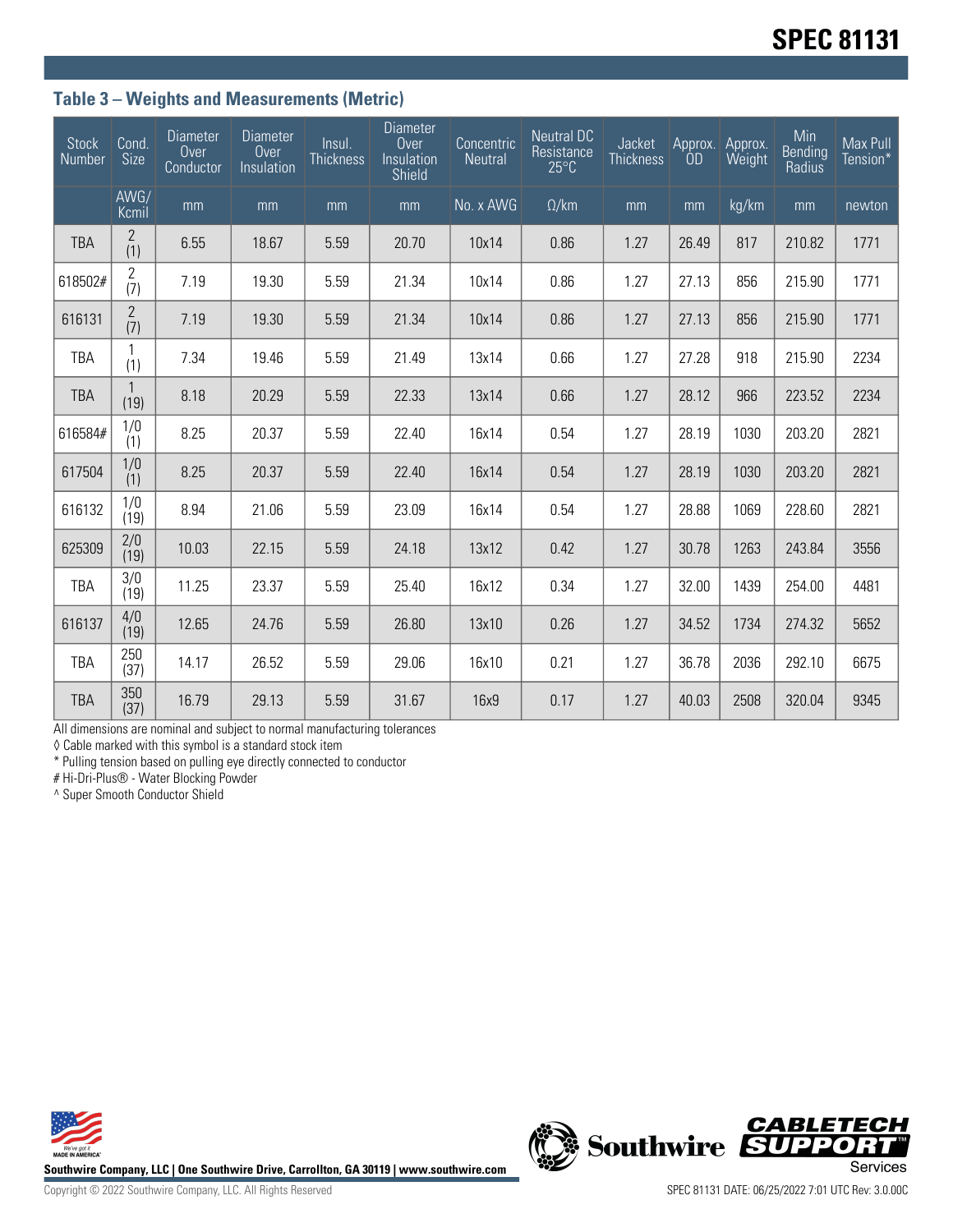### Table 3 – Weights and Measurements (Metric)

| Stock Number | Cond. Size | Diameter Over Conductor | Diameter Over Insulation | Insul. Thickness | Diameter Over Insulation Shield | Concentric Neutral | Neutral DC Resistance 25°C | Jacket Thickness | Approx. OD | Approx. Weight | Min Bending Radius | Max Pull Tension* |
|---|---|---|---|---|---|---|---|---|---|---|---|---|
| | AWG/ Kcmil | mm | mm | mm | mm | No. x AWG | Ω/km | mm | mm | kg/km | mm | newton |
| TBA | 2 (1) | 6.55 | 18.67 | 5.59 | 20.70 | 10x14 | 0.86 | 1.27 | 26.49 | 817 | 210.82 | 1771 |
| 618502# | 2 (7) | 7.19 | 19.30 | 5.59 | 21.34 | 10x14 | 0.86 | 1.27 | 27.13 | 856 | 215.90 | 1771 |
| 616131 | 2 (7) | 7.19 | 19.30 | 5.59 | 21.34 | 10x14 | 0.86 | 1.27 | 27.13 | 856 | 215.90 | 1771 |
| TBA | 1 (1) | 7.34 | 19.46 | 5.59 | 21.49 | 13x14 | 0.66 | 1.27 | 27.28 | 918 | 215.90 | 2234 |
| TBA | 1 (19) | 8.18 | 20.29 | 5.59 | 22.33 | 13x14 | 0.66 | 1.27 | 28.12 | 966 | 223.52 | 2234 |
| 616584# | 1/0 (1) | 8.25 | 20.37 | 5.59 | 22.40 | 16x14 | 0.54 | 1.27 | 28.19 | 1030 | 203.20 | 2821 |
| 617504 | 1/0 (1) | 8.25 | 20.37 | 5.59 | 22.40 | 16x14 | 0.54 | 1.27 | 28.19 | 1030 | 203.20 | 2821 |
| 616132 | 1/0 (19) | 8.94 | 21.06 | 5.59 | 23.09 | 16x14 | 0.54 | 1.27 | 28.88 | 1069 | 228.60 | 2821 |
| 625309 | 2/0 (19) | 10.03 | 22.15 | 5.59 | 24.18 | 13x12 | 0.42 | 1.27 | 30.78 | 1263 | 243.84 | 3556 |
| TBA | 3/0 (19) | 11.25 | 23.37 | 5.59 | 25.40 | 16x12 | 0.34 | 1.27 | 32.00 | 1439 | 254.00 | 4481 |
| 616137 | 4/0 (19) | 12.65 | 24.76 | 5.59 | 26.80 | 13x10 | 0.26 | 1.27 | 34.52 | 1734 | 274.32 | 5652 |
| TBA | 250 (37) | 14.17 | 26.52 | 5.59 | 29.06 | 16x10 | 0.21 | 1.27 | 36.78 | 2036 | 292.10 | 6675 |
| TBA | 350 (37) | 16.79 | 29.13 | 5.59 | 31.67 | 16x9 | 0.17 | 1.27 | 40.03 | 2508 | 320.04 | 9345 |

All dimensions are nominal and subject to normal manufacturing tolerances

◊ Cable marked with this symbol is a standard stock item

* Pulling tension based on pulling eye directly connected to conductor

# Hi-Dri-Plus® - Water Blocking Powder

^ Super Smooth Conductor Shield

Southwire Company, LLC | One Southwire Drive, Carrollton, GA 30119 | www.southwire.com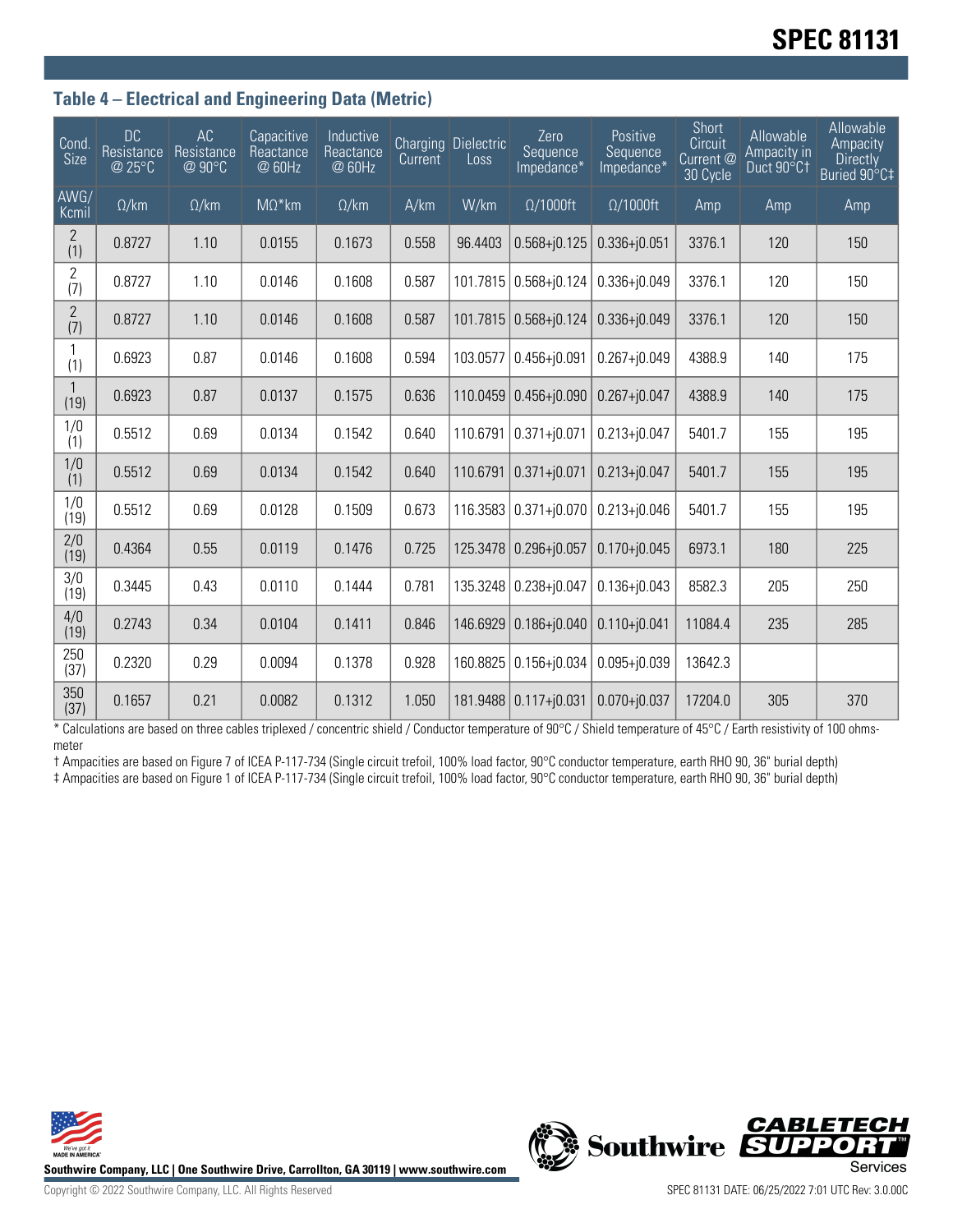### Table 4 – Electrical and Engineering Data (Metric)

| Cond. Size | DC Resistance @ 25°C | AC Resistance @ 90°C | Capacitive Reactance @ 60Hz | Inductive Reactance @ 60Hz | Charging Current | Dielectric Loss | Zero Sequence Impedance* | Positive Sequence Impedance* | Short Circuit Current @ 30 Cycle | Allowable Ampacity in Duct 90°C† | Allowable Ampacity Directly Buried 90°C‡ |
|---|---|---|---|---|---|---|---|---|---|---|---|
| AWG/ Kcmil | Ω/km | Ω/km | MΩ*km | Ω/km | A/km | W/km | Ω/1000ft | Ω/1000ft | Amp | Amp | Amp |
| 2 (1) | 0.8727 | 1.10 | 0.0155 | 0.1673 | 0.558 | 96.4403 | 0.568+j0.125 | 0.336+j0.051 | 3376.1 | 120 | 150 |
| 2 (7) | 0.8727 | 1.10 | 0.0146 | 0.1608 | 0.587 | 101.7815 | 0.568+j0.124 | 0.336+j0.049 | 3376.1 | 120 | 150 |
| 2 (7) | 0.8727 | 1.10 | 0.0146 | 0.1608 | 0.587 | 101.7815 | 0.568+j0.124 | 0.336+j0.049 | 3376.1 | 120 | 150 |
| 1 (1) | 0.6923 | 0.87 | 0.0146 | 0.1608 | 0.594 | 103.0577 | 0.456+j0.091 | 0.267+j0.049 | 4388.9 | 140 | 175 |
| 1 (19) | 0.6923 | 0.87 | 0.0137 | 0.1575 | 0.636 | 110.0459 | 0.456+j0.090 | 0.267+j0.047 | 4388.9 | 140 | 175 |
| 1/0 (1) | 0.5512 | 0.69 | 0.0134 | 0.1542 | 0.640 | 110.6791 | 0.371+j0.071 | 0.213+j0.047 | 5401.7 | 155 | 195 |
| 1/0 (1) | 0.5512 | 0.69 | 0.0134 | 0.1542 | 0.640 | 110.6791 | 0.371+j0.071 | 0.213+j0.047 | 5401.7 | 155 | 195 |
| 1/0 (19) | 0.5512 | 0.69 | 0.0128 | 0.1509 | 0.673 | 116.3583 | 0.371+j0.070 | 0.213+j0.046 | 5401.7 | 155 | 195 |
| 2/0 (19) | 0.4364 | 0.55 | 0.0119 | 0.1476 | 0.725 | 125.3478 | 0.296+j0.057 | 0.170+j0.045 | 6973.1 | 180 | 225 |
| 3/0 (19) | 0.3445 | 0.43 | 0.0110 | 0.1444 | 0.781 | 135.3248 | 0.238+j0.047 | 0.136+j0.043 | 8582.3 | 205 | 250 |
| 4/0 (19) | 0.2743 | 0.34 | 0.0104 | 0.1411 | 0.846 | 146.6929 | 0.186+j0.040 | 0.110+j0.041 | 11084.4 | 235 | 285 |
| 250 (37) | 0.2320 | 0.29 | 0.0094 | 0.1378 | 0.928 | 160.8825 | 0.156+j0.034 | 0.095+j0.039 | 13642.3 | | |
| 350 (37) | 0.1657 | 0.21 | 0.0082 | 0.1312 | 1.050 | 181.9488 | 0.117+j0.031 | 0.070+j0.037 | 17204.0 | 305 | 370 |

\* Calculations are based on three cables triplexed / concentric shield / Conductor temperature of 90°C / Shield temperature of 45°C / Earth resistivity of 100 ohms-meter

† Ampacities are based on Figure 7 of ICEA P-117-734 (Single circuit trefoil, 100% load factor, 90°C conductor temperature, earth RHO 90, 36" burial depth)

‡ Ampacities are based on Figure 1 of ICEA P-117-734 (Single circuit trefoil, 100% load factor, 90°C conductor temperature, earth RHO 90, 36" burial depth)